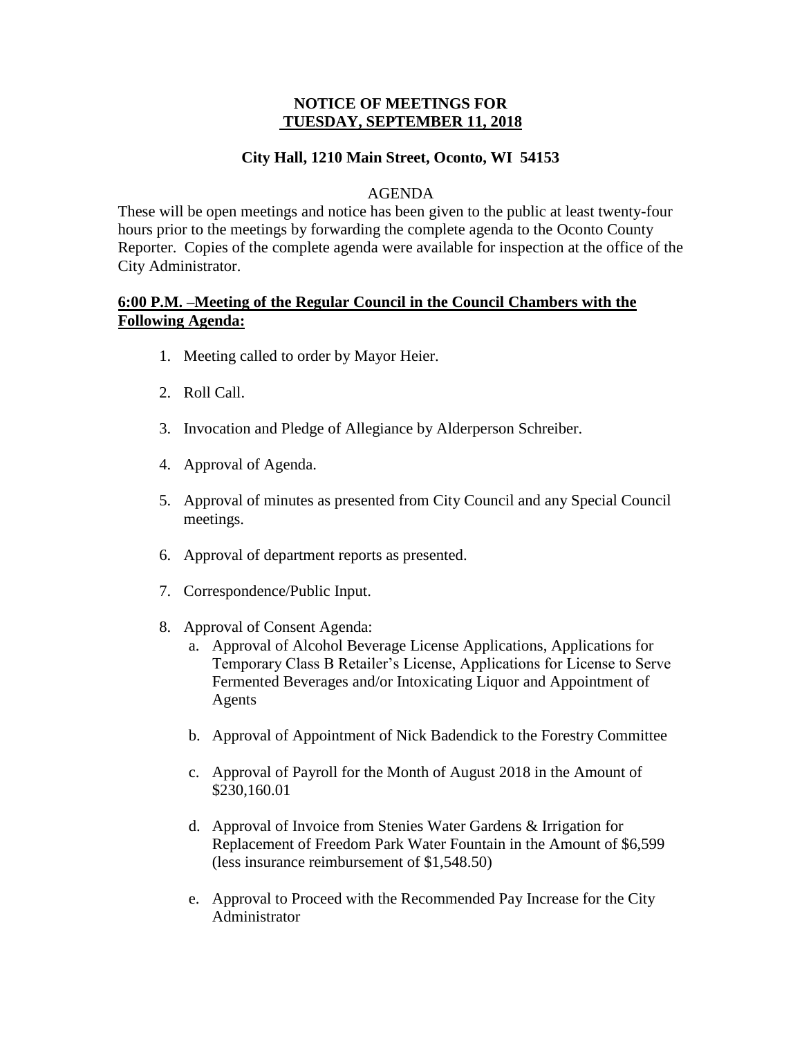**NOTICE OF MEETINGS FOR**
**TUESDAY, SEPTEMBER 11, 2018**

**City Hall, 1210 Main Street, Oconto, WI 54153**

AGENDA

These will be open meetings and notice has been given to the public at least twenty-four hours prior to the meetings by forwarding the complete agenda to the Oconto County Reporter. Copies of the complete agenda were available for inspection at the office of the City Administrator.

**6:00 P.M. –Meeting of the Regular Council in the Council Chambers with the Following Agenda:**

1. Meeting called to order by Mayor Heier.
2. Roll Call.
3. Invocation and Pledge of Allegiance by Alderperson Schreiber.
4. Approval of Agenda.
5. Approval of minutes as presented from City Council and any Special Council meetings.
6. Approval of department reports as presented.
7. Correspondence/Public Input.
8. Approval of Consent Agenda:
    a. Approval of Alcohol Beverage License Applications, Applications for Temporary Class B Retailer's License, Applications for License to Serve Fermented Beverages and/or Intoxicating Liquor and Appointment of Agents
    b. Approval of Appointment of Nick Badendick to the Forestry Committee
    c. Approval of Payroll for the Month of August 2018 in the Amount of $230,160.01
    d. Approval of Invoice from Stenies Water Gardens & Irrigation for Replacement of Freedom Park Water Fountain in the Amount of $6,599 (less insurance reimbursement of $1,548.50)
    e. Approval to Proceed with the Recommended Pay Increase for the City Administrator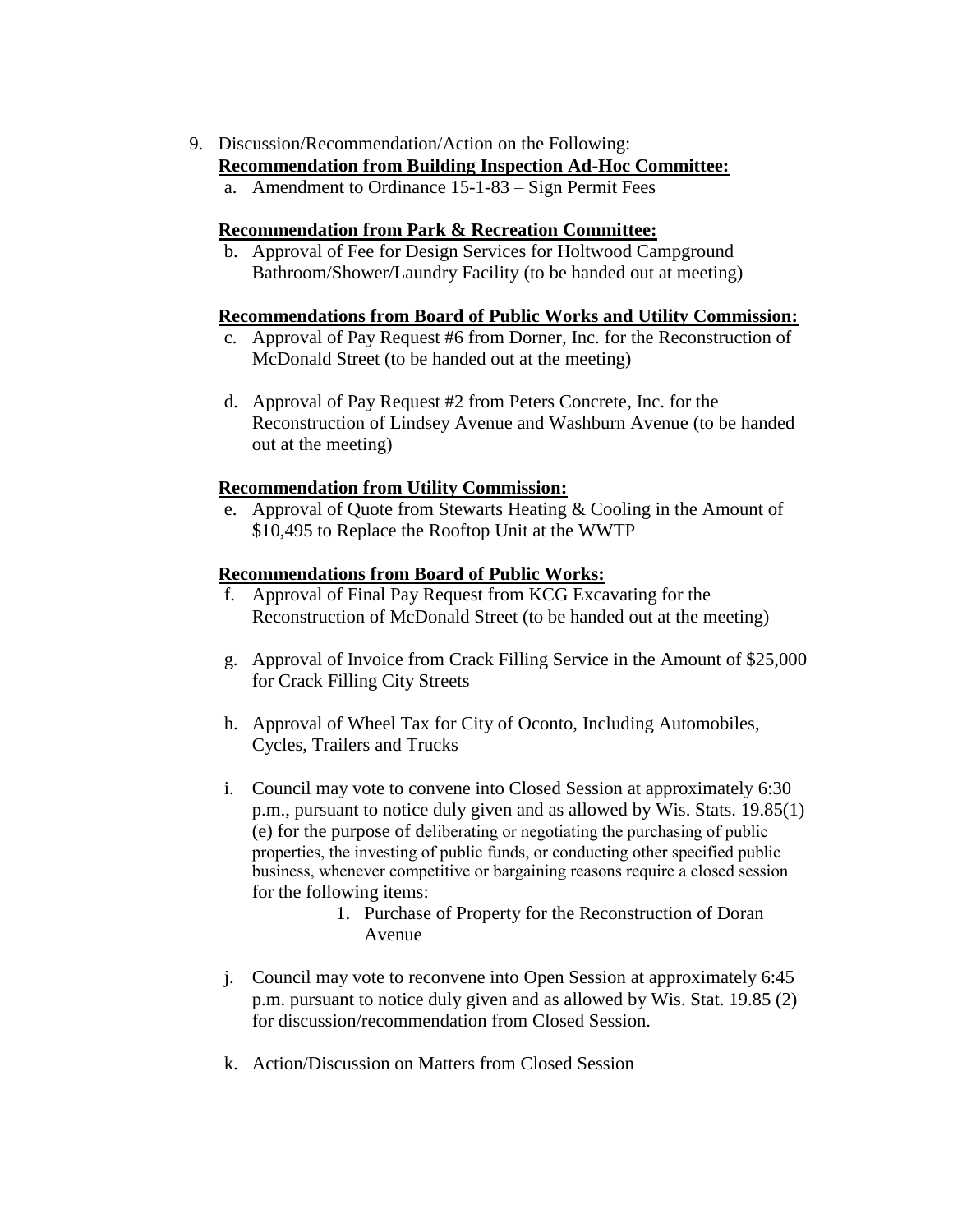9. Discussion/Recommendation/Action on the Following:

   **Recommendation from Building Inspection Ad-Hoc Committee:**

   a. Amendment to Ordinance 15-1-83 – Sign Permit Fees

   **Recommendation from Park & Recreation Committee:**

   b. Approval of Fee for Design Services for Holtwood Campground Bathroom/Shower/Laundry Facility (to be handed out at meeting)

   **Recommendations from Board of Public Works and Utility Commission:**

   c. Approval of Pay Request #6 from Dorner, Inc. for the Reconstruction of McDonald Street (to be handed out at the meeting)

   d. Approval of Pay Request #2 from Peters Concrete, Inc. for the Reconstruction of Lindsey Avenue and Washburn Avenue (to be handed out at the meeting)

   **Recommendation from Utility Commission:**

   e. Approval of Quote from Stewarts Heating & Cooling in the Amount of $10,495 to Replace the Rooftop Unit at the WWTP

   **Recommendations from Board of Public Works:**

   f. Approval of Final Pay Request from KCG Excavating for the Reconstruction of McDonald Street (to be handed out at the meeting)

   g. Approval of Invoice from Crack Filling Service in the Amount of $25,000 for Crack Filling City Streets

   h. Approval of Wheel Tax for City of Oconto, Including Automobiles, Cycles, Trailers and Trucks

   i. Council may vote to convene into Closed Session at approximately 6:30 p.m., pursuant to notice duly given and as allowed by Wis. Stats. 19.85(1)(e) for the purpose of deliberating or negotiating the purchasing of public properties, the investing of public funds, or conducting other specified public business, whenever competitive or bargaining reasons require a closed session for the following items:

      1. Purchase of Property for the Reconstruction of Doran Avenue

   j. Council may vote to reconvene into Open Session at approximately 6:45 p.m. pursuant to notice duly given and as allowed by Wis. Stat. 19.85 (2) for discussion/recommendation from Closed Session.

   k. Action/Discussion on Matters from Closed Session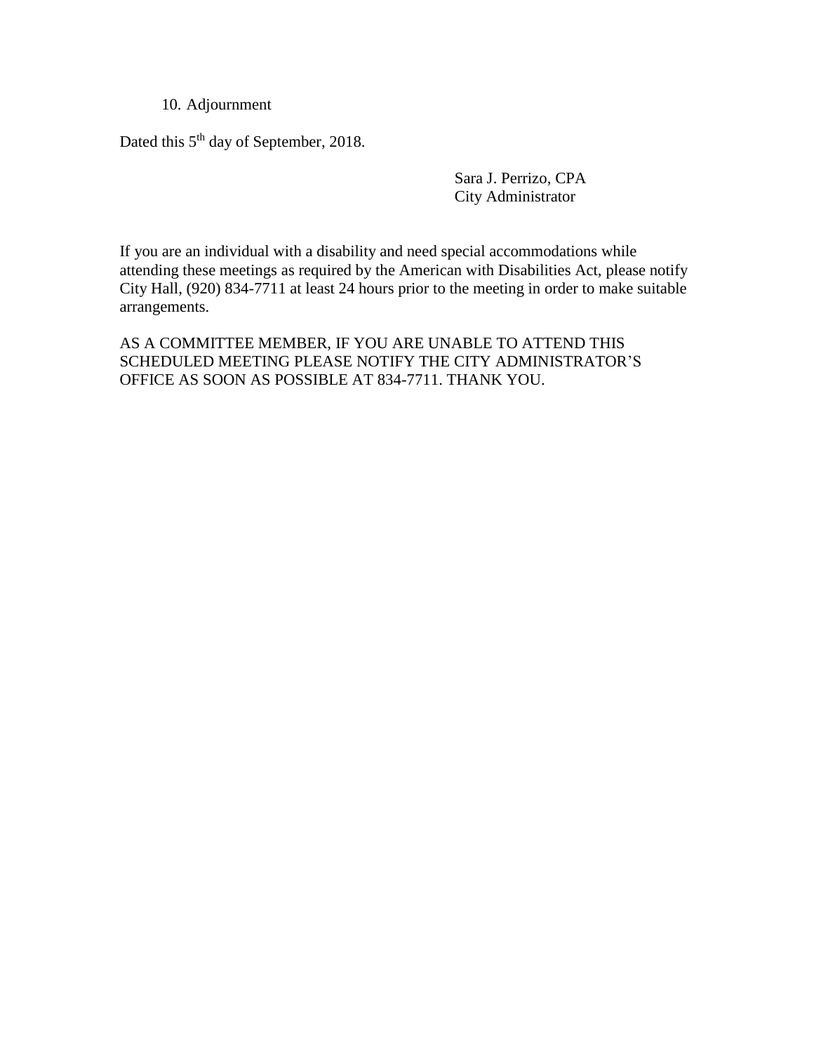10. Adjournment

Dated this 5th day of September, 2018.

Sara J. Perrizo, CPA
City Administrator

If you are an individual with a disability and need special accommodations while attending these meetings as required by the American with Disabilities Act, please notify City Hall, (920) 834-7711 at least 24 hours prior to the meeting in order to make suitable arrangements.

AS A COMMITTEE MEMBER, IF YOU ARE UNABLE TO ATTEND THIS SCHEDULED MEETING PLEASE NOTIFY THE CITY ADMINISTRATOR'S OFFICE AS SOON AS POSSIBLE AT 834-7711. THANK YOU.